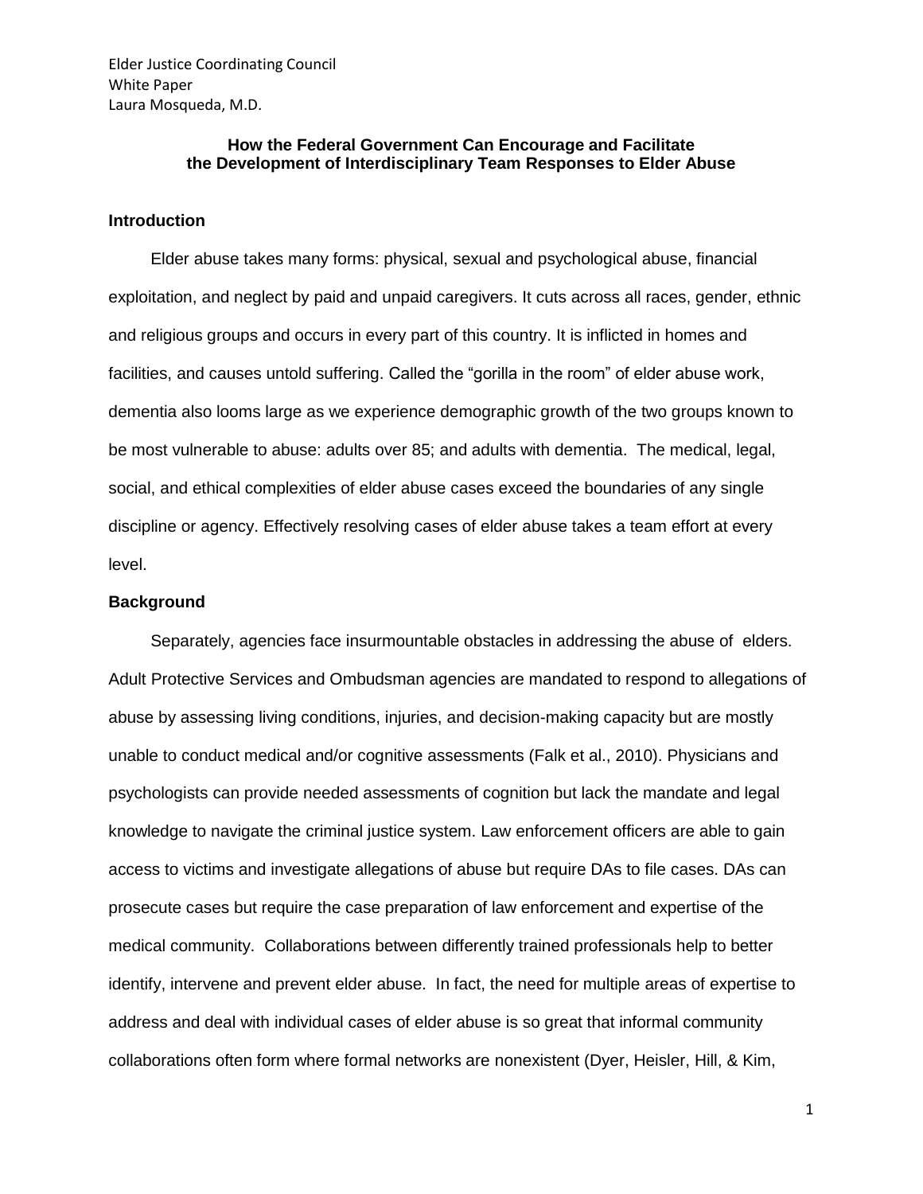Elder Justice Coordinating Council
White Paper
Laura Mosqueda, M.D.

# How the Federal Government Can Encourage and Facilitate the Development of Interdisciplinary Team Responses to Elder Abuse

## Introduction

Elder abuse takes many forms: physical, sexual and psychological abuse, financial exploitation, and neglect by paid and unpaid caregivers. It cuts across all races, gender, ethnic and religious groups and occurs in every part of this country. It is inflicted in homes and facilities, and causes untold suffering. Called the "gorilla in the room" of elder abuse work, dementia also looms large as we experience demographic growth of the two groups known to be most vulnerable to abuse: adults over 85; and adults with dementia. The medical, legal, social, and ethical complexities of elder abuse cases exceed the boundaries of any single discipline or agency. Effectively resolving cases of elder abuse takes a team effort at every level.

## Background

Separately, agencies face insurmountable obstacles in addressing the abuse of elders. Adult Protective Services and Ombudsman agencies are mandated to respond to allegations of abuse by assessing living conditions, injuries, and decision-making capacity but are mostly unable to conduct medical and/or cognitive assessments (Falk et al., 2010). Physicians and psychologists can provide needed assessments of cognition but lack the mandate and legal knowledge to navigate the criminal justice system. Law enforcement officers are able to gain access to victims and investigate allegations of abuse but require DAs to file cases. DAs can prosecute cases but require the case preparation of law enforcement and expertise of the medical community. Collaborations between differently trained professionals help to better identify, intervene and prevent elder abuse. In fact, the need for multiple areas of expertise to address and deal with individual cases of elder abuse is so great that informal community collaborations often form where formal networks are nonexistent (Dyer, Heisler, Hill, & Kim,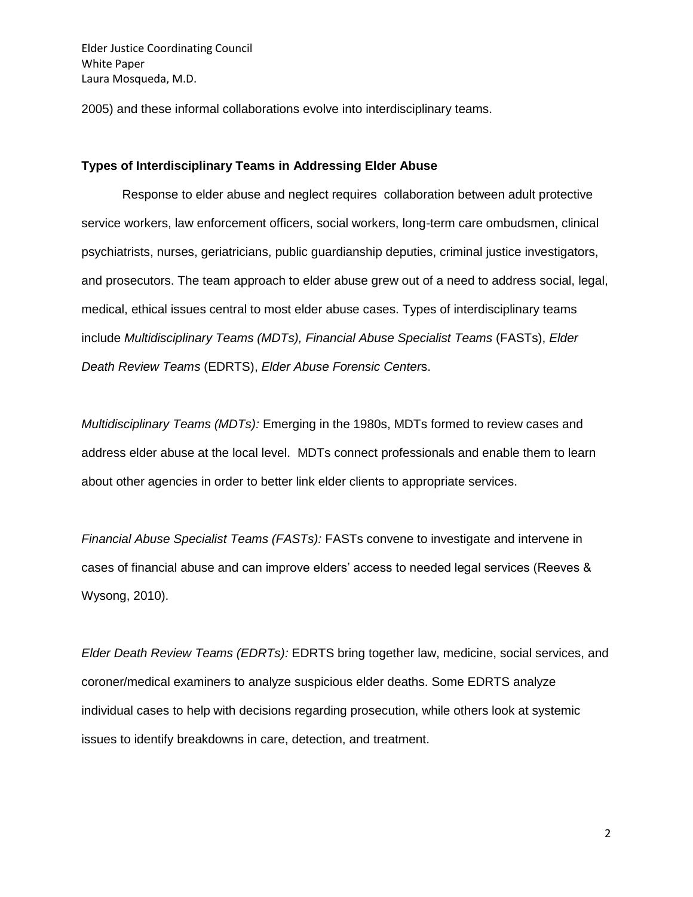2005) and these informal collaborations evolve into interdisciplinary teams.

### Types of Interdisciplinary Teams in Addressing Elder Abuse

Response to elder abuse and neglect requires collaboration between adult protective service workers, law enforcement officers, social workers, long-term care ombudsmen, clinical psychiatrists, nurses, geriatricians, public guardianship deputies, criminal justice investigators, and prosecutors. The team approach to elder abuse grew out of a need to address social, legal, medical, ethical issues central to most elder abuse cases. Types of interdisciplinary teams include *Multidisciplinary Teams (MDTs), Financial Abuse Specialist Teams* (FASTs), *Elder Death Review Teams* (EDRTS), *Elder Abuse Forensic Center*s.

*Multidisciplinary Teams (MDTs):* Emerging in the 1980s, MDTs formed to review cases and address elder abuse at the local level. MDTs connect professionals and enable them to learn about other agencies in order to better link elder clients to appropriate services.

*Financial Abuse Specialist Teams (FASTs):* FASTs convene to investigate and intervene in cases of financial abuse and can improve elders' access to needed legal services (Reeves & Wysong, 2010).

*Elder Death Review Teams (EDRTs):* EDRTS bring together law, medicine, social services, and coroner/medical examiners to analyze suspicious elder deaths. Some EDRTS analyze individual cases to help with decisions regarding prosecution, while others look at systemic issues to identify breakdowns in care, detection, and treatment.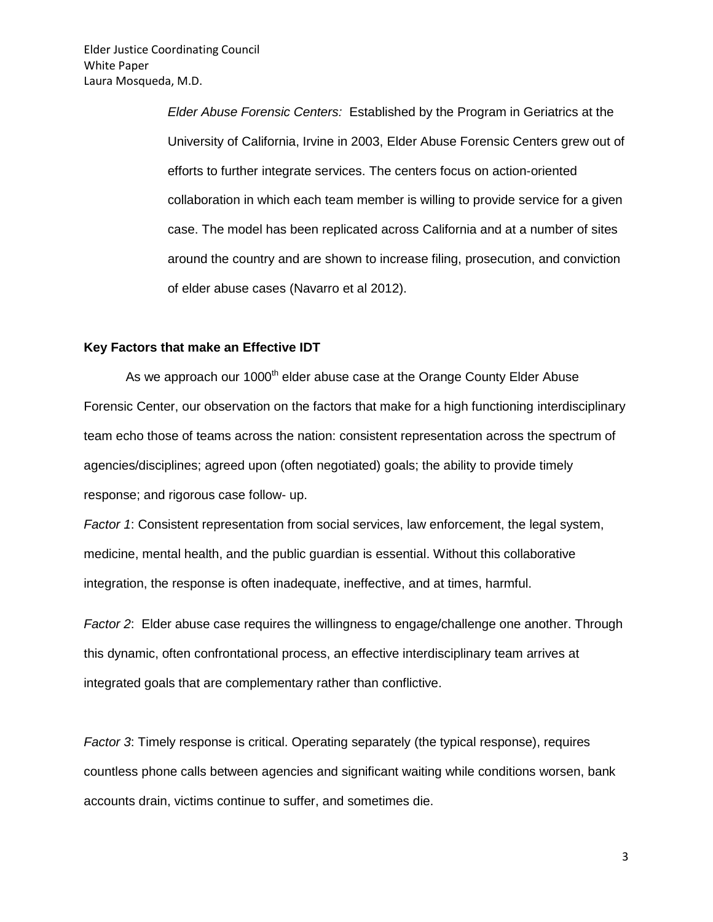*Elder Abuse Forensic Centers:* Established by the Program in Geriatrics at the University of California, Irvine in 2003, Elder Abuse Forensic Centers grew out of efforts to further integrate services. The centers focus on action-oriented collaboration in which each team member is willing to provide service for a given case. The model has been replicated across California and at a number of sites around the country and are shown to increase filing, prosecution, and conviction of elder abuse cases (Navarro et al 2012).

**Key Factors that make an Effective IDT**

As we approach our 1000th elder abuse case at the Orange County Elder Abuse Forensic Center, our observation on the factors that make for a high functioning interdisciplinary team echo those of teams across the nation: consistent representation across the spectrum of agencies/disciplines; agreed upon (often negotiated) goals; the ability to provide timely response; and rigorous case follow- up.

*Factor 1*: Consistent representation from social services, law enforcement, the legal system, medicine, mental health, and the public guardian is essential. Without this collaborative integration, the response is often inadequate, ineffective, and at times, harmful.

*Factor 2*: Elder abuse case requires the willingness to engage/challenge one another. Through this dynamic, often confrontational process, an effective interdisciplinary team arrives at integrated goals that are complementary rather than conflictive.

*Factor 3*: Timely response is critical. Operating separately (the typical response), requires countless phone calls between agencies and significant waiting while conditions worsen, bank accounts drain, victims continue to suffer, and sometimes die.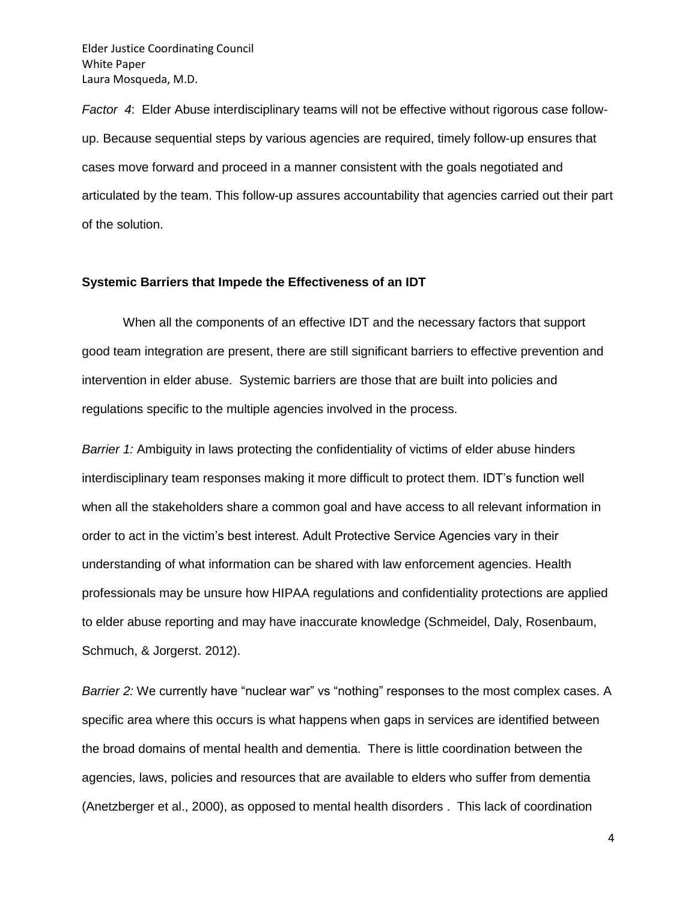*Factor 4*: Elder Abuse interdisciplinary teams will not be effective without rigorous case follow-up. Because sequential steps by various agencies are required, timely follow-up ensures that cases move forward and proceed in a manner consistent with the goals negotiated and articulated by the team. This follow-up assures accountability that agencies carried out their part of the solution.

**Systemic Barriers that Impede the Effectiveness of an IDT**

When all the components of an effective IDT and the necessary factors that support good team integration are present, there are still significant barriers to effective prevention and intervention in elder abuse. Systemic barriers are those that are built into policies and regulations specific to the multiple agencies involved in the process.

*Barrier 1:* Ambiguity in laws protecting the confidentiality of victims of elder abuse hinders interdisciplinary team responses making it more difficult to protect them. IDT's function well when all the stakeholders share a common goal and have access to all relevant information in order to act in the victim's best interest. Adult Protective Service Agencies vary in their understanding of what information can be shared with law enforcement agencies. Health professionals may be unsure how HIPAA regulations and confidentiality protections are applied to elder abuse reporting and may have inaccurate knowledge (Schmeidel, Daly, Rosenbaum, Schmuch, & Jorgerst. 2012).

*Barrier 2:* We currently have "nuclear war" vs "nothing" responses to the most complex cases. A specific area where this occurs is what happens when gaps in services are identified between the broad domains of mental health and dementia. There is little coordination between the agencies, laws, policies and resources that are available to elders who suffer from dementia (Anetzberger et al., 2000), as opposed to mental health disorders . This lack of coordination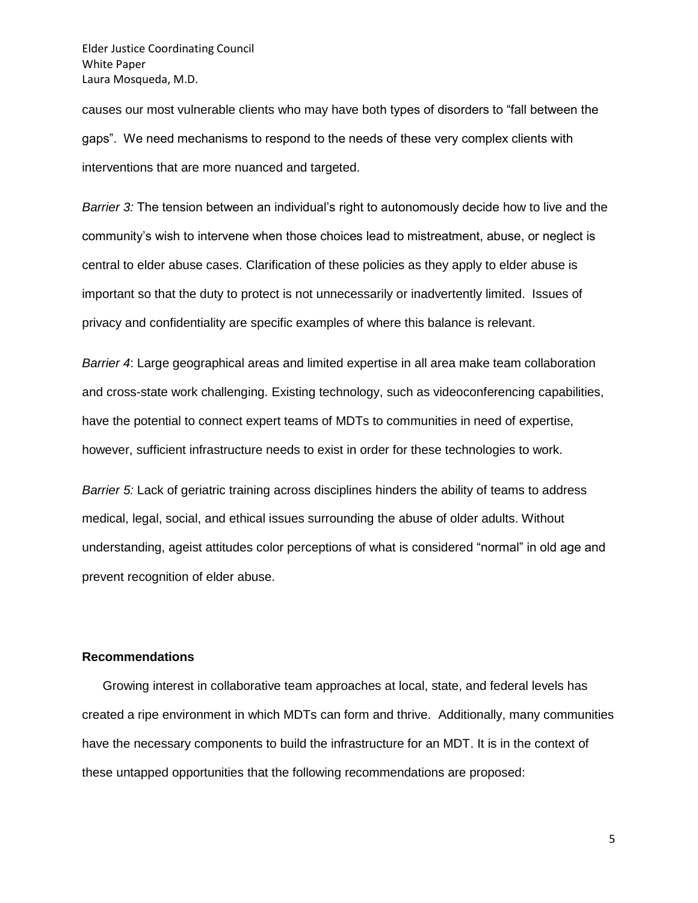causes our most vulnerable clients who may have both types of disorders to "fall between the gaps". We need mechanisms to respond to the needs of these very complex clients with interventions that are more nuanced and targeted.

*Barrier 3:* The tension between an individual's right to autonomously decide how to live and the community's wish to intervene when those choices lead to mistreatment, abuse, or neglect is central to elder abuse cases. Clarification of these policies as they apply to elder abuse is important so that the duty to protect is not unnecessarily or inadvertently limited. Issues of privacy and confidentiality are specific examples of where this balance is relevant.

*Barrier 4*: Large geographical areas and limited expertise in all area make team collaboration and cross-state work challenging. Existing technology, such as videoconferencing capabilities, have the potential to connect expert teams of MDTs to communities in need of expertise, however, sufficient infrastructure needs to exist in order for these technologies to work.

*Barrier 5:* Lack of geriatric training across disciplines hinders the ability of teams to address medical, legal, social, and ethical issues surrounding the abuse of older adults. Without understanding, ageist attitudes color perceptions of what is considered "normal" in old age and prevent recognition of elder abuse.

**Recommendations**

Growing interest in collaborative team approaches at local, state, and federal levels has created a ripe environment in which MDTs can form and thrive. Additionally, many communities have the necessary components to build the infrastructure for an MDT. It is in the context of these untapped opportunities that the following recommendations are proposed: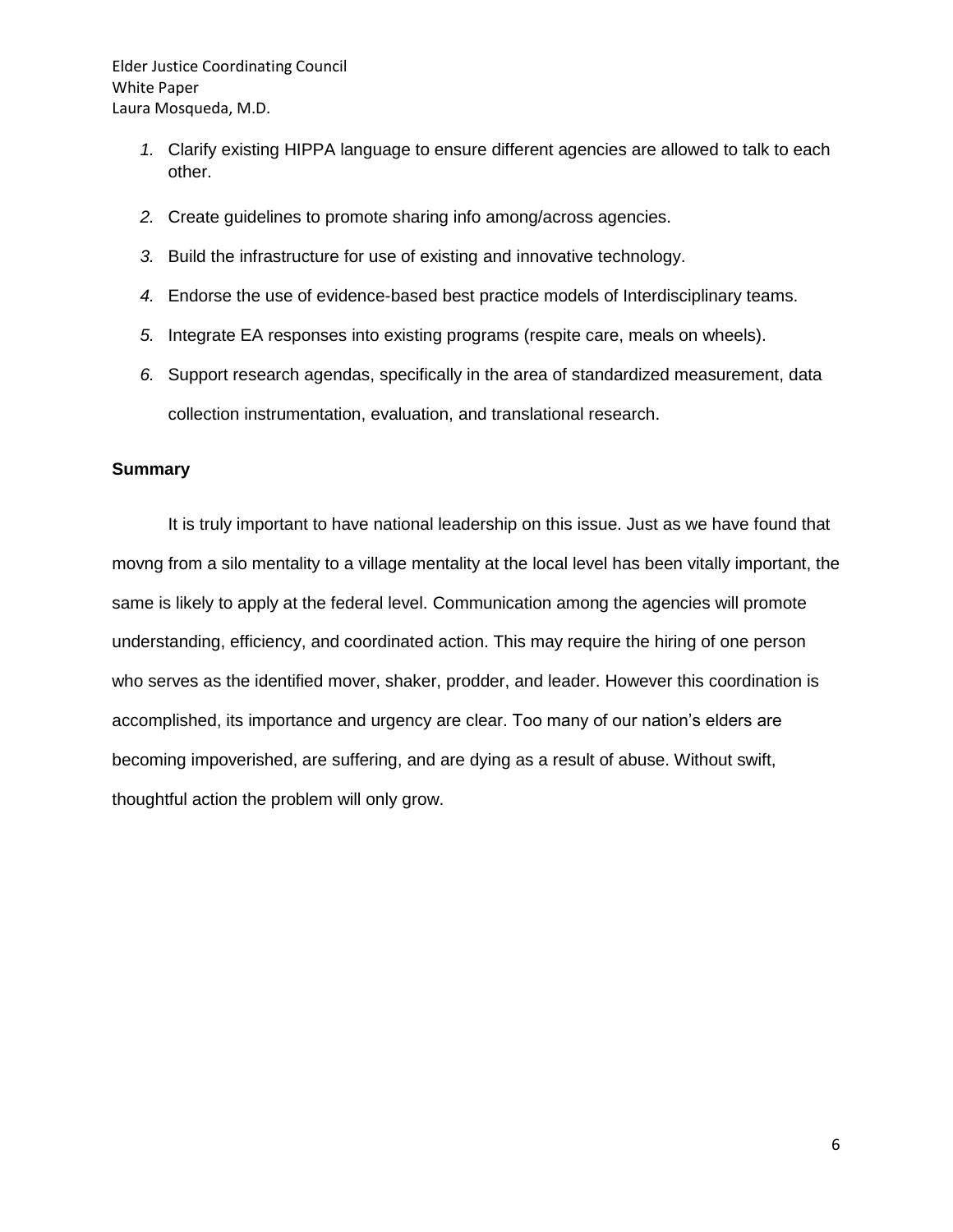1. Clarify existing HIPPA language to ensure different agencies are allowed to talk to each other.
2. Create guidelines to promote sharing info among/across agencies.
3. Build the infrastructure for use of existing and innovative technology.
4. Endorse the use of evidence-based best practice models of Interdisciplinary teams.
5. Integrate EA responses into existing programs (respite care, meals on wheels).
6. Support research agendas, specifically in the area of standardized measurement, data collection instrumentation, evaluation, and translational research.

**Summary**

It is truly important to have national leadership on this issue. Just as we have found that movng from a silo mentality to a village mentality at the local level has been vitally important, the same is likely to apply at the federal level. Communication among the agencies will promote understanding, efficiency, and coordinated action. This may require the hiring of one person who serves as the identified mover, shaker, prodder, and leader. However this coordination is accomplished, its importance and urgency are clear. Too many of our nation's elders are becoming impoverished, are suffering, and are dying as a result of abuse. Without swift, thoughtful action the problem will only grow.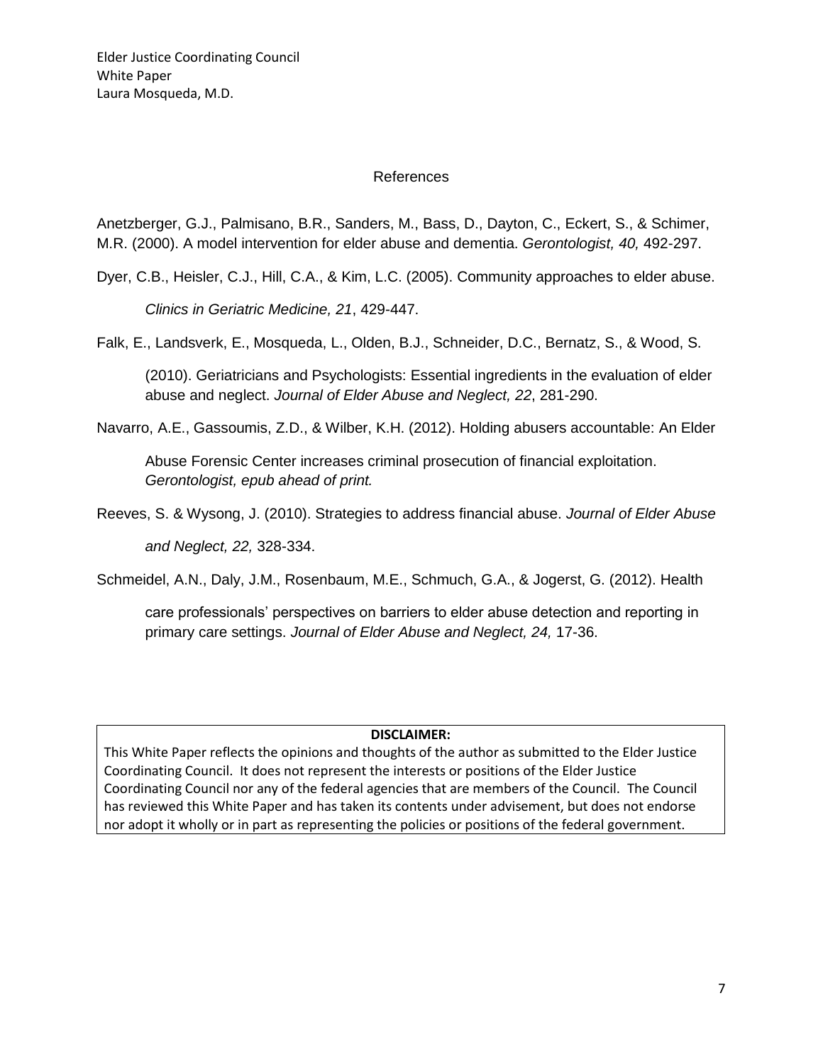## References

Anetzberger, G.J., Palmisano, B.R., Sanders, M., Bass, D., Dayton, C., Eckert, S., & Schimer, M.R. (2000). A model intervention for elder abuse and dementia. *Gerontologist, 40,* 492-297.

Dyer, C.B., Heisler, C.J., Hill, C.A., & Kim, L.C. (2005). Community approaches to elder abuse. *Clinics in Geriatric Medicine, 21*, 429-447.

Falk, E., Landsverk, E., Mosqueda, L., Olden, B.J., Schneider, D.C., Bernatz, S., & Wood, S. (2010). Geriatricians and Psychologists: Essential ingredients in the evaluation of elder abuse and neglect. *Journal of Elder Abuse and Neglect, 22*, 281-290.

Navarro, A.E., Gassoumis, Z.D., & Wilber, K.H. (2012). Holding abusers accountable: An Elder Abuse Forensic Center increases criminal prosecution of financial exploitation. *Gerontologist, epub ahead of print.*

Reeves, S. & Wysong, J. (2010). Strategies to address financial abuse. *Journal of Elder Abuse and Neglect, 22,* 328-334.

Schmeidel, A.N., Daly, J.M., Rosenbaum, M.E., Schmuch, G.A., & Jogerst, G. (2012). Health care professionals' perspectives on barriers to elder abuse detection and reporting in primary care settings. *Journal of Elder Abuse and Neglect, 24,* 17-36.

**DISCLAIMER:**
This White Paper reflects the opinions and thoughts of the author as submitted to the Elder Justice Coordinating Council. It does not represent the interests or positions of the Elder Justice Coordinating Council nor any of the federal agencies that are members of the Council. The Council has reviewed this White Paper and has taken its contents under advisement, but does not endorse nor adopt it wholly or in part as representing the policies or positions of the federal government.